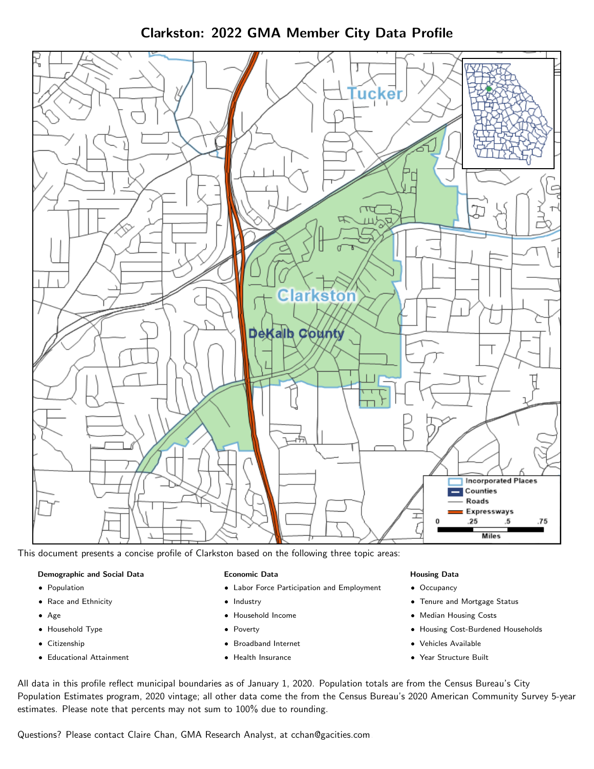# Clarkston: 2022 GMA Member City Data Profile

This document presents a concise profile of Clarkston based on the following three topic areas:

**Demographic and Social Data**

- Population
- Race and Ethnicity
- Age
- Household Type
- Citizenship
- Educational Attainment

**Economic Data**

- Labor Force Participation and Employment
- Industry
- Household Income
- Poverty
- Broadband Internet
- Health Insurance

**Housing Data**

- Occupancy
- Tenure and Mortgage Status
- Median Housing Costs
- Housing Cost-Burdened Households
- Vehicles Available
- Year Structure Built

All data in this profile reflect municipal boundaries as of January 1, 2020. Population totals are from the Census Bureau's City Population Estimates program, 2020 vintage; all other data come the from the Census Bureau's 2020 American Community Survey 5-year estimates. Please note that percents may not sum to 100% due to rounding.

Questions? Please contact Claire Chan, GMA Research Analyst, at cchan@gacities.com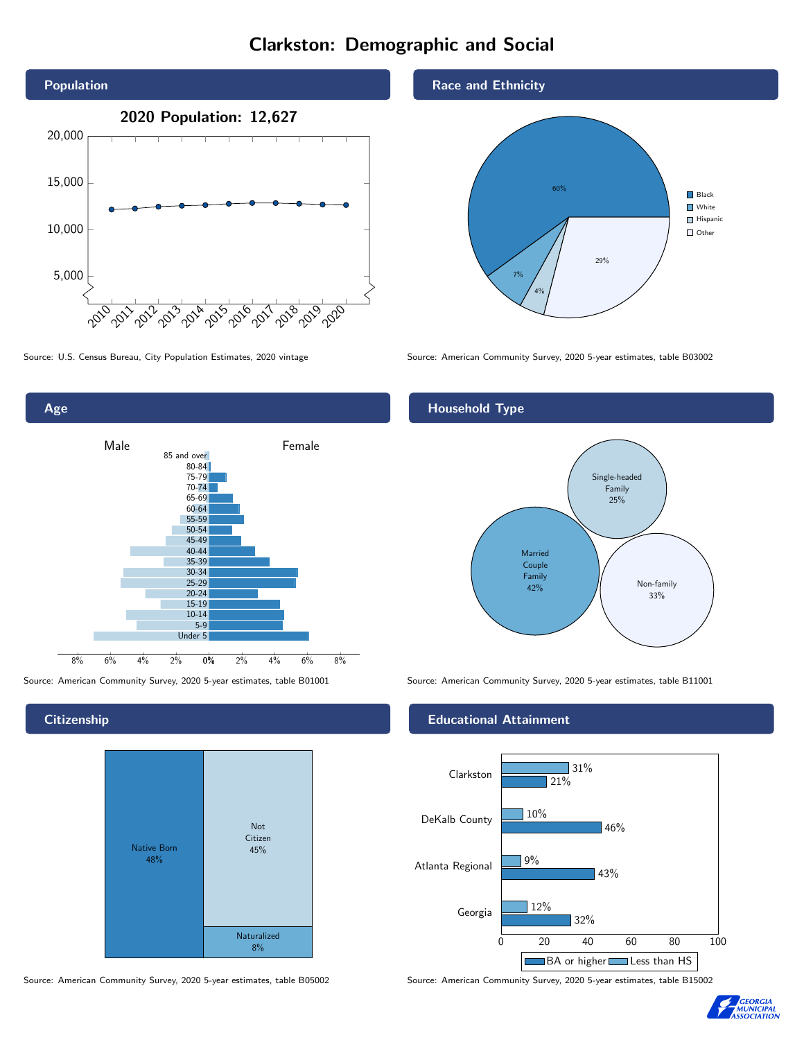# Clarkston: Demographic and Social

## Population

2020 Population: 12,627

Source: U.S. Census Bureau, City Population Estimates, 2020 vintage

## Race and Ethnicity

| Race/Ethnicity | Percent |
| --- | --- |
| Black | 60% |
| White | 7% |
| Hispanic | 4% |
| Other | 29% |

Source: American Community Survey, 2020 5-year estimates, table B03002

## Age

Male / Female

Source: American Community Survey, 2020 5-year estimates, table B01001

## Household Type

| Household Type | Percent |
| --- | --- |
| Married Couple Family | 42% |
| Single-headed Family | 25% |
| Non-family | 33% |

Source: American Community Survey, 2020 5-year estimates, table B11001

## Citizenship

| Citizenship | Percent |
| --- | --- |
| Native Born | 48% |
| Not Citizen | 45% |
| Naturalized | 8% |

Source: American Community Survey, 2020 5-year estimates, table B05002

## Educational Attainment

| Area | Less than HS | BA or higher |
| --- | --- | --- |
| Clarkston | 31% | 21% |
| DeKalb County | 10% | 46% |
| Atlanta Regional | 9% | 43% |
| Georgia | 12% | 32% |

Source: American Community Survey, 2020 5-year estimates, table B15002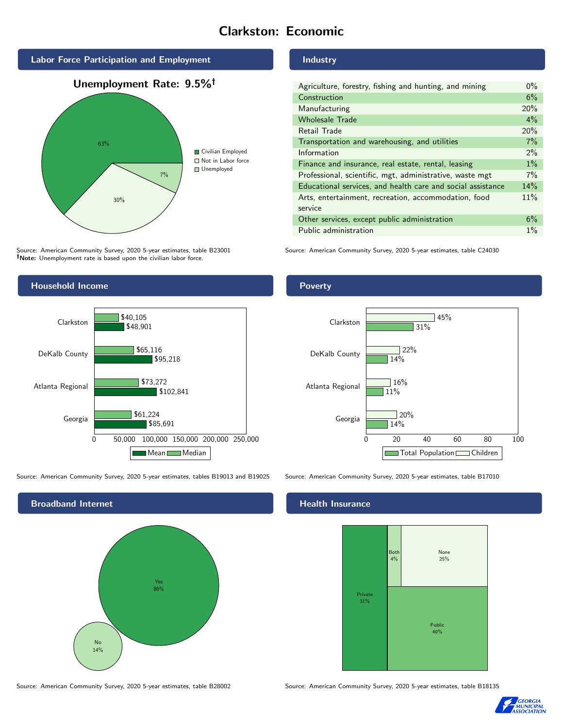# Clarkston: Economic

## Labor Force Participation and Employment

**Unemployment Rate: 9.5%†**

| Category | Percent |
|---|---|
| Civilian Employed | 63% |
| Not in Labor force | 30% |
| Unemployed | 7% |

Source: American Community Survey, 2020 5-year estimates, table B23001
**†Note:** Unemployment rate is based upon the civilian labor force.

## Industry

| Industry | Percent |
|---|---|
| Agriculture, forestry, fishing and hunting, and mining | 0% |
| Construction | 6% |
| Manufacturing | 20% |
| Wholesale Trade | 4% |
| Retail Trade | 20% |
| Transportation and warehousing, and utilities | 7% |
| Information | 2% |
| Finance and insurance, real estate, rental, leasing | 1% |
| Professional, scientific, mgt, administrative, waste mgt | 7% |
| Educational services, and health care and social assistance | 14% |
| Arts, entertainment, recreation, accommodation, food service | 11% |
| Other services, except public administration | 6% |
| Public administration | 1% |

Source: American Community Survey, 2020 5-year estimates, table C24030

## Household Income

| | Median | Mean |
|---|---|---|
| Clarkston | $40,105 | $48,901 |
| DeKalb County | $65,116 | $95,218 |
| Atlanta Regional | $73,272 | $102,841 |
| Georgia | $61,224 | $85,691 |

Source: American Community Survey, 2020 5-year estimates, tables B19013 and B19025

## Poverty

| | Children | Total Population |
|---|---|---|
| Clarkston | 45% | 31% |
| DeKalb County | 22% | 14% |
| Atlanta Regional | 16% | 11% |
| Georgia | 20% | 14% |

Source: American Community Survey, 2020 5-year estimates, table B17010

## Broadband Internet

| | Percent |
|---|---|
| Yes | 86% |
| No | 14% |

Source: American Community Survey, 2020 5-year estimates, table B28002

## Health Insurance

| | Percent |
|---|---|
| Private | 31% |
| Both | 4% |
| None | 25% |
| Public | 40% |

Source: American Community Survey, 2020 5-year estimates, table B18135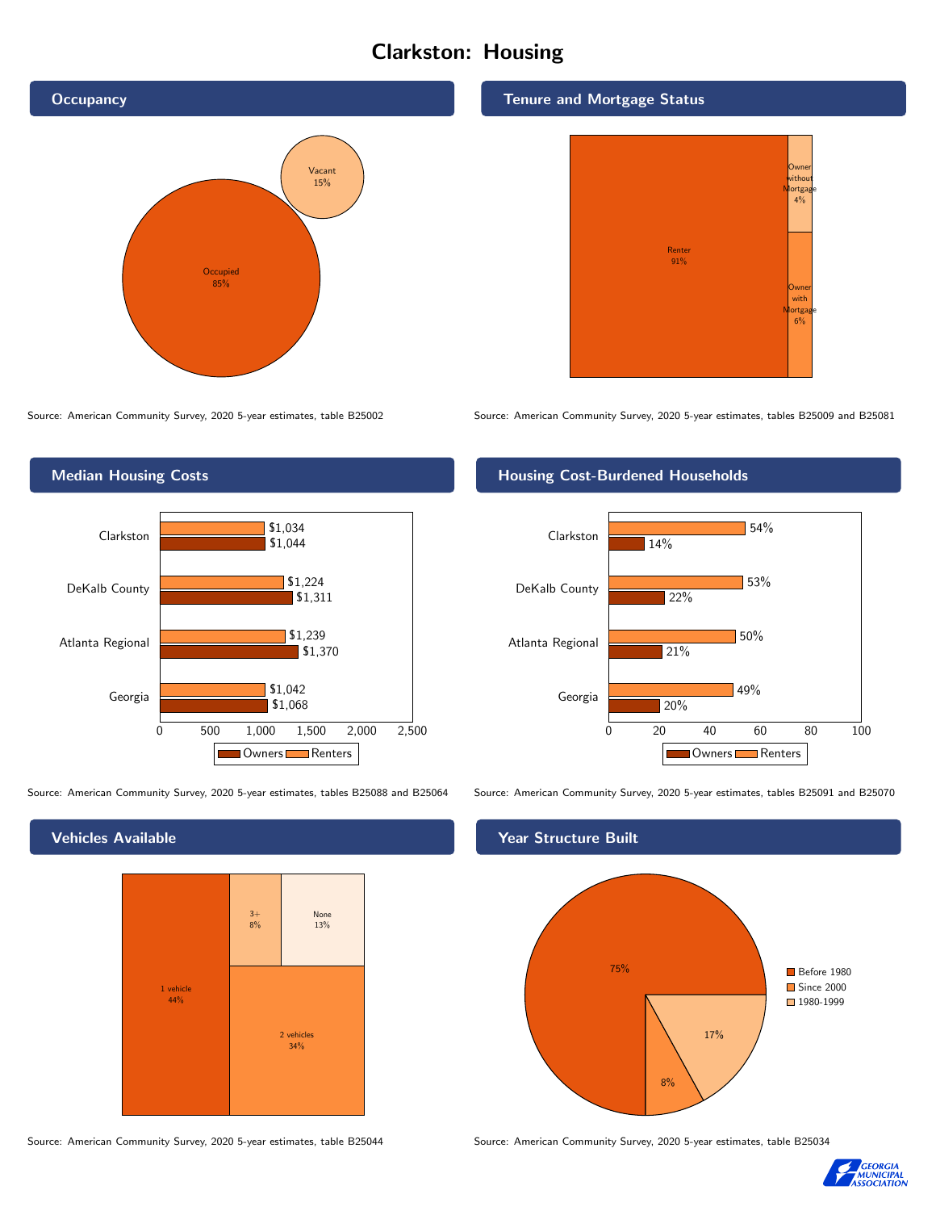# Clarkston: Housing

## Occupancy

Vacant
15%

Occupied
85%

Source: American Community Survey, 2020 5-year estimates, table B25002

## Tenure and Mortgage Status

Renter
91%

Owner without Mortgage
4%

Owner with Mortgage
6%

Source: American Community Survey, 2020 5-year estimates, tables B25009 and B25081

## Median Housing Costs

Clarkston
$1,034
$1,044

DeKalb County
$1,224
$1,311

Atlanta Regional
$1,239
$1,370

Georgia
$1,042
$1,068

0 500 1,000 1,500 2,000 2,500

Owners Renters

Source: American Community Survey, 2020 5-year estimates, tables B25088 and B25064

## Housing Cost-Burdened Households

Clarkston
54%
14%

DeKalb County
53%
22%

Atlanta Regional
50%
21%

Georgia
49%
20%

0 20 40 60 80 100

Owners Renters

Source: American Community Survey, 2020 5-year estimates, tables B25091 and B25070

## Vehicles Available

1 vehicle
44%

3+
8%

None
13%

2 vehicles
34%

Source: American Community Survey, 2020 5-year estimates, table B25044

## Year Structure Built

75%

8%

17%

Before 1980
Since 2000
1980-1999

Source: American Community Survey, 2020 5-year estimates, table B25034

GEORGIA MUNICIPAL ASSOCIATION